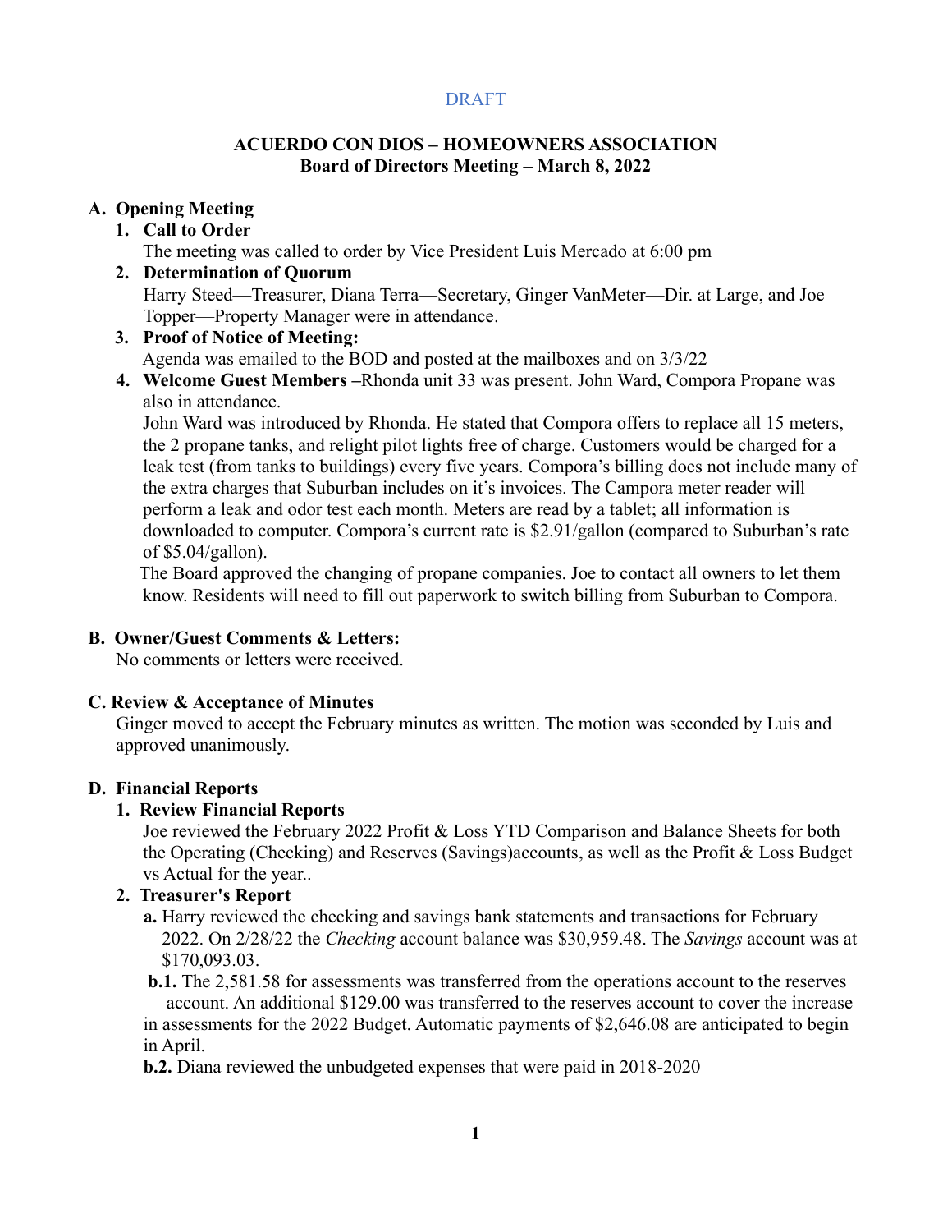DRAFT

**ACUERDO CON DIOS – HOMEOWNERS ASSOCIATION**
**Board of Directors Meeting – March 8, 2022**

## A. Opening Meeting

### 1. Call to Order

The meeting was called to order by Vice President Luis Mercado at 6:00 pm

### 2. Determination of Quorum

Harry Steed—Treasurer, Diana Terra—Secretary, Ginger VanMeter—Dir. at Large, and Joe Topper—Property Manager were in attendance.

### 3. Proof of Notice of Meeting:

Agenda was emailed to the BOD and posted at the mailboxes and on 3/3/22

### 4. Welcome Guest Members –

Rhonda unit 33 was present. John Ward, Compora Propane was also in attendance.

John Ward was introduced by Rhonda. He stated that Compora offers to replace all 15 meters, the 2 propane tanks, and relight pilot lights free of charge. Customers would be charged for a leak test (from tanks to buildings) every five years. Compora's billing does not include many of the extra charges that Suburban includes on it's invoices. The Campora meter reader will perform a leak and odor test each month. Meters are read by a tablet; all information is downloaded to computer. Compora's current rate is $2.91/gallon (compared to Suburban's rate of $5.04/gallon).

The Board approved the changing of propane companies. Joe to contact all owners to let them know. Residents will need to fill out paperwork to switch billing from Suburban to Compora.

## B. Owner/Guest Comments & Letters:

No comments or letters were received.

## C. Review & Acceptance of Minutes

Ginger moved to accept the February minutes as written. The motion was seconded by Luis and approved unanimously.

## D. Financial Reports

### 1. Review Financial Reports

Joe reviewed the February 2022 Profit & Loss YTD Comparison and Balance Sheets for both the Operating (Checking) and Reserves (Savings)accounts, as well as the Profit & Loss Budget vs Actual for the year..

### 2. Treasurer's Report

**a.** Harry reviewed the checking and savings bank statements and transactions for February 2022. On 2/28/22 the *Checking* account balance was $30,959.48. The *Savings* account was at $170,093.03.

**b.1.** The 2,581.58 for assessments was transferred from the operations account to the reserves account. An additional $129.00 was transferred to the reserves account to cover the increase in assessments for the 2022 Budget. Automatic payments of $2,646.08 are anticipated to begin in April.

**b.2.** Diana reviewed the unbudgeted expenses that were paid in 2018-2020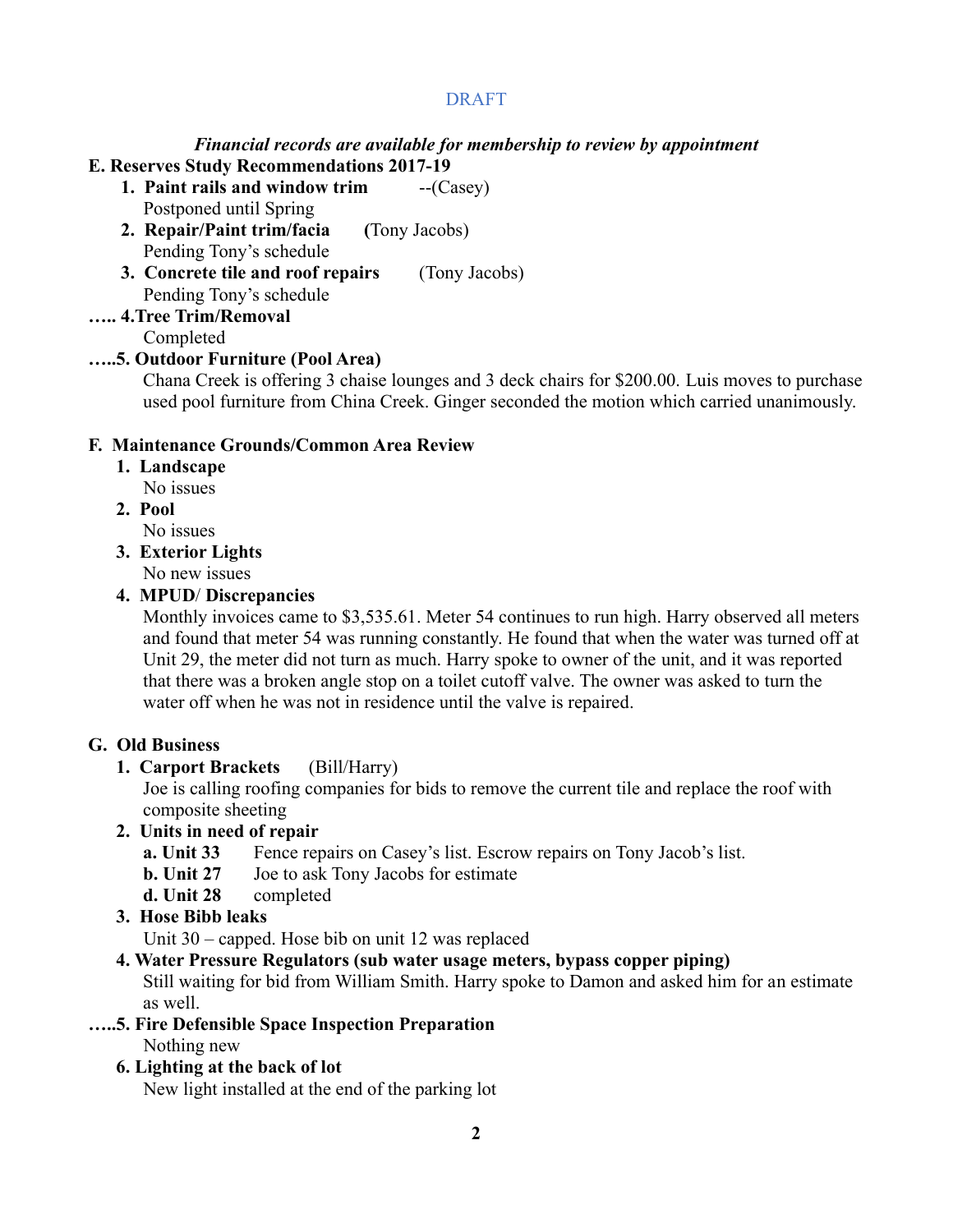DRAFT

***Financial records are available for membership to review by appointment***

**E. Reserves Study Recommendations 2017-19**

1. **Paint rails and window trim** --(Casey)
   Postponed until Spring
2. **Repair/Paint trim/facia** **(**Tony Jacobs)
   Pending Tony's schedule
3. **Concrete tile and roof repairs** (Tony Jacobs)
   Pending Tony's schedule

**….. 4.Tree Trim/Removal**
   Completed

**…..5. Outdoor Furniture (Pool Area)**
   Chana Creek is offering 3 chaise lounges and 3 deck chairs for $200.00. Luis moves to purchase used pool furniture from China Creek. Ginger seconded the motion which carried unanimously.

**F. Maintenance Grounds/Common Area Review**

1. **Landscape**
   No issues
2. **Pool**
   No issues
3. **Exterior Lights**
   No new issues
4. **MPUD/ Discrepancies**
   Monthly invoices came to $3,535.61. Meter 54 continues to run high. Harry observed all meters and found that meter 54 was running constantly. He found that when the water was turned off at Unit 29, the meter did not turn as much. Harry spoke to owner of the unit, and it was reported that there was a broken angle stop on a toilet cutoff valve. The owner was asked to turn the water off when he was not in residence until the valve is repaired.

**G. Old Business**

1. **Carport Brackets** (Bill/Harry)
   Joe is calling roofing companies for bids to remove the current tile and replace the roof with composite sheeting
2. **Units in need of repair**
   **a. Unit 33** Fence repairs on Casey's list. Escrow repairs on Tony Jacob's list.
   **b. Unit 27** Joe to ask Tony Jacobs for estimate
   **d. Unit 28** completed
3. **Hose Bibb leaks**
   Unit 30 – capped. Hose bib on unit 12 was replaced
4. **Water Pressure Regulators (sub water usage meters, bypass copper piping)**
   Still waiting for bid from William Smith. Harry spoke to Damon and asked him for an estimate as well.

**…..5. Fire Defensible Space Inspection Preparation**
   Nothing new

**6. Lighting at the back of lot**
   New light installed at the end of the parking lot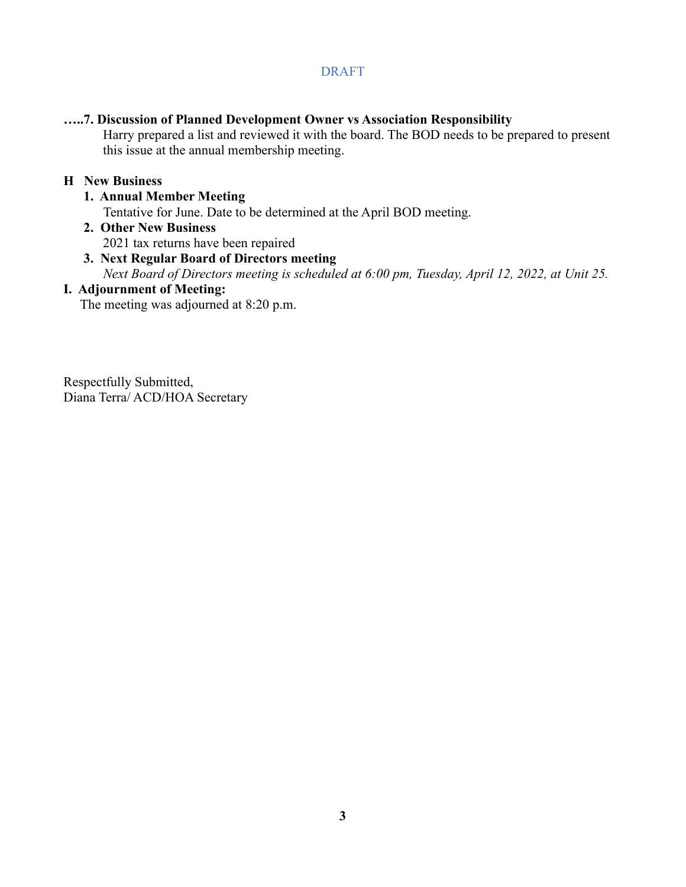DRAFT

**…..7. Discussion of Planned Development Owner vs Association Responsibility**

Harry prepared a list and reviewed it with the board. The BOD needs to be prepared to present this issue at the annual membership meeting.

**H New Business**

1. **Annual Member Meeting**

   Tentative for June. Date to be determined at the April BOD meeting.

2. **Other New Business**

   2021 tax returns have been repaired

3. **Next Regular Board of Directors meeting**

   *Next Board of Directors meeting is scheduled at 6:00 pm, Tuesday, April 12, 2022, at Unit 25.*

**I. Adjournment of Meeting:**

The meeting was adjourned at 8:20 p.m.

Respectfully Submitted,
Diana Terra/ ACD/HOA Secretary